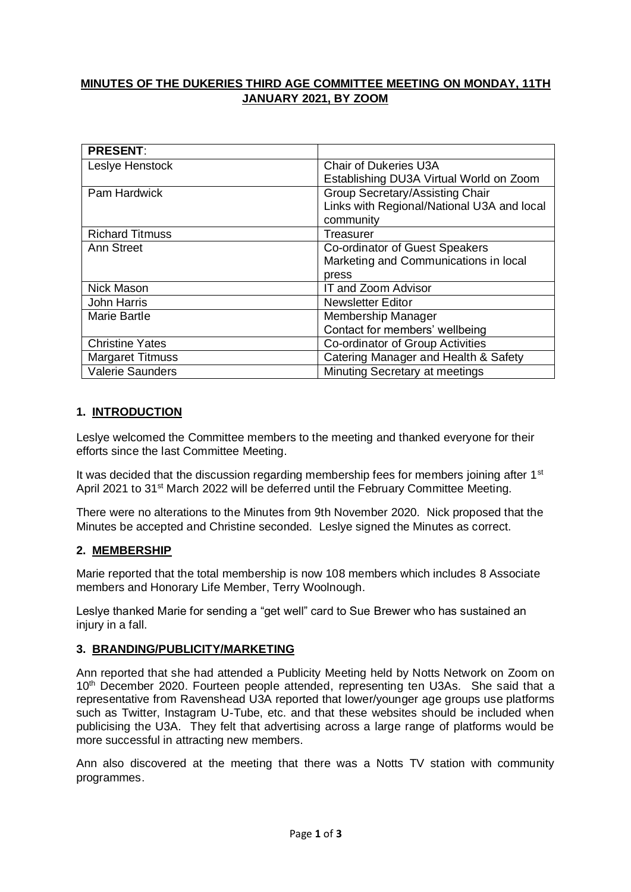**MINUTES OF THE DUKERIES THIRD AGE COMMITTEE MEETING ON MONDAY, 11TH JANUARY 2021, BY ZOOM**

| **PRESENT**: | |
|---|---|
| Leslye Henstock | Chair of Dukeries U3A<br>Establishing DU3A Virtual World on Zoom |
| Pam Hardwick | Group Secretary/Assisting Chair<br>Links with Regional/National U3A and local community |
| Richard Titmuss | Treasurer |
| Ann Street | Co-ordinator of Guest Speakers<br>Marketing and Communications in local press |
| Nick Mason | IT and Zoom Advisor |
| John Harris | Newsletter Editor |
| Marie Bartle | Membership Manager<br>Contact for members' wellbeing |
| Christine Yates | Co-ordinator of Group Activities |
| Margaret Titmuss | Catering Manager and Health & Safety |
| Valerie Saunders | Minuting Secretary at meetings |

## 1. INTRODUCTION

Leslye welcomed the Committee members to the meeting and thanked everyone for their efforts since the last Committee Meeting.

It was decided that the discussion regarding membership fees for members joining after 1st April 2021 to 31st March 2022 will be deferred until the February Committee Meeting.

There were no alterations to the Minutes from 9th November 2020. Nick proposed that the Minutes be accepted and Christine seconded. Leslye signed the Minutes as correct.

## 2. MEMBERSHIP

Marie reported that the total membership is now 108 members which includes 8 Associate members and Honorary Life Member, Terry Woolnough.

Leslye thanked Marie for sending a "get well" card to Sue Brewer who has sustained an injury in a fall.

## 3. BRANDING/PUBLICITY/MARKETING

Ann reported that she had attended a Publicity Meeting held by Notts Network on Zoom on 10th December 2020. Fourteen people attended, representing ten U3As. She said that a representative from Ravenshead U3A reported that lower/younger age groups use platforms such as Twitter, Instagram U-Tube, etc. and that these websites should be included when publicising the U3A. They felt that advertising across a large range of platforms would be more successful in attracting new members.

Ann also discovered at the meeting that there was a Notts TV station with community programmes.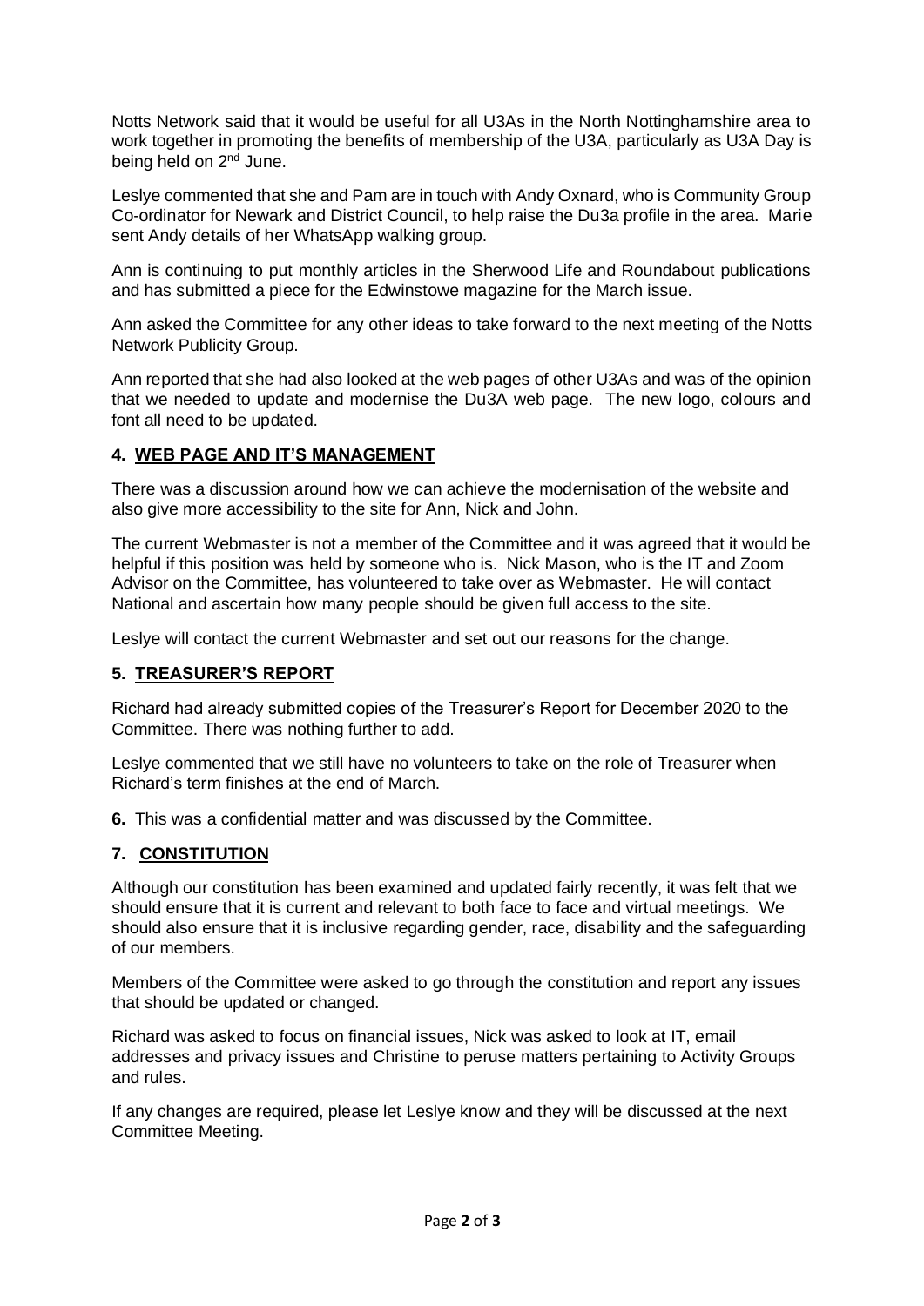Notts Network said that it would be useful for all U3As in the North Nottinghamshire area to work together in promoting the benefits of membership of the U3A, particularly as U3A Day is being held on 2nd June.

Leslye commented that she and Pam are in touch with Andy Oxnard, who is Community Group Co-ordinator for Newark and District Council, to help raise the Du3a profile in the area. Marie sent Andy details of her WhatsApp walking group.

Ann is continuing to put monthly articles in the Sherwood Life and Roundabout publications and has submitted a piece for the Edwinstowe magazine for the March issue.

Ann asked the Committee for any other ideas to take forward to the next meeting of the Notts Network Publicity Group.

Ann reported that she had also looked at the web pages of other U3As and was of the opinion that we needed to update and modernise the Du3A web page. The new logo, colours and font all need to be updated.

## 4. WEB PAGE AND IT'S MANAGEMENT

There was a discussion around how we can achieve the modernisation of the website and also give more accessibility to the site for Ann, Nick and John.

The current Webmaster is not a member of the Committee and it was agreed that it would be helpful if this position was held by someone who is. Nick Mason, who is the IT and Zoom Advisor on the Committee, has volunteered to take over as Webmaster. He will contact National and ascertain how many people should be given full access to the site.

Leslye will contact the current Webmaster and set out our reasons for the change.

## 5. TREASURER'S REPORT

Richard had already submitted copies of the Treasurer's Report for December 2020 to the Committee. There was nothing further to add.

Leslye commented that we still have no volunteers to take on the role of Treasurer when Richard's term finishes at the end of March.

**6.** This was a confidential matter and was discussed by the Committee.

## 7. CONSTITUTION

Although our constitution has been examined and updated fairly recently, it was felt that we should ensure that it is current and relevant to both face to face and virtual meetings. We should also ensure that it is inclusive regarding gender, race, disability and the safeguarding of our members.

Members of the Committee were asked to go through the constitution and report any issues that should be updated or changed.

Richard was asked to focus on financial issues, Nick was asked to look at IT, email addresses and privacy issues and Christine to peruse matters pertaining to Activity Groups and rules.

If any changes are required, please let Leslye know and they will be discussed at the next Committee Meeting.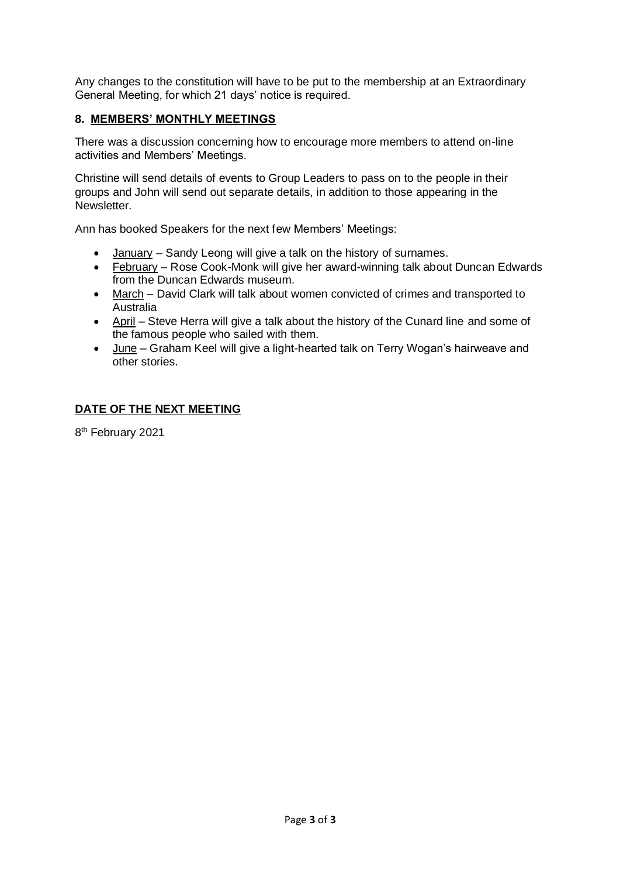Any changes to the constitution will have to be put to the membership at an Extraordinary General Meeting, for which 21 days' notice is required.

## 8. MEMBERS' MONTHLY MEETINGS

There was a discussion concerning how to encourage more members to attend on-line activities and Members' Meetings.

Christine will send details of events to Group Leaders to pass on to the people in their groups and John will send out separate details, in addition to those appearing in the Newsletter.

Ann has booked Speakers for the next few Members' Meetings:

- January – Sandy Leong will give a talk on the history of surnames.
- February – Rose Cook-Monk will give her award-winning talk about Duncan Edwards from the Duncan Edwards museum.
- March – David Clark will talk about women convicted of crimes and transported to Australia
- April – Steve Herra will give a talk about the history of the Cunard line and some of the famous people who sailed with them.
- June – Graham Keel will give a light-hearted talk on Terry Wogan's hairweave and other stories.

## DATE OF THE NEXT MEETING

8th February 2021